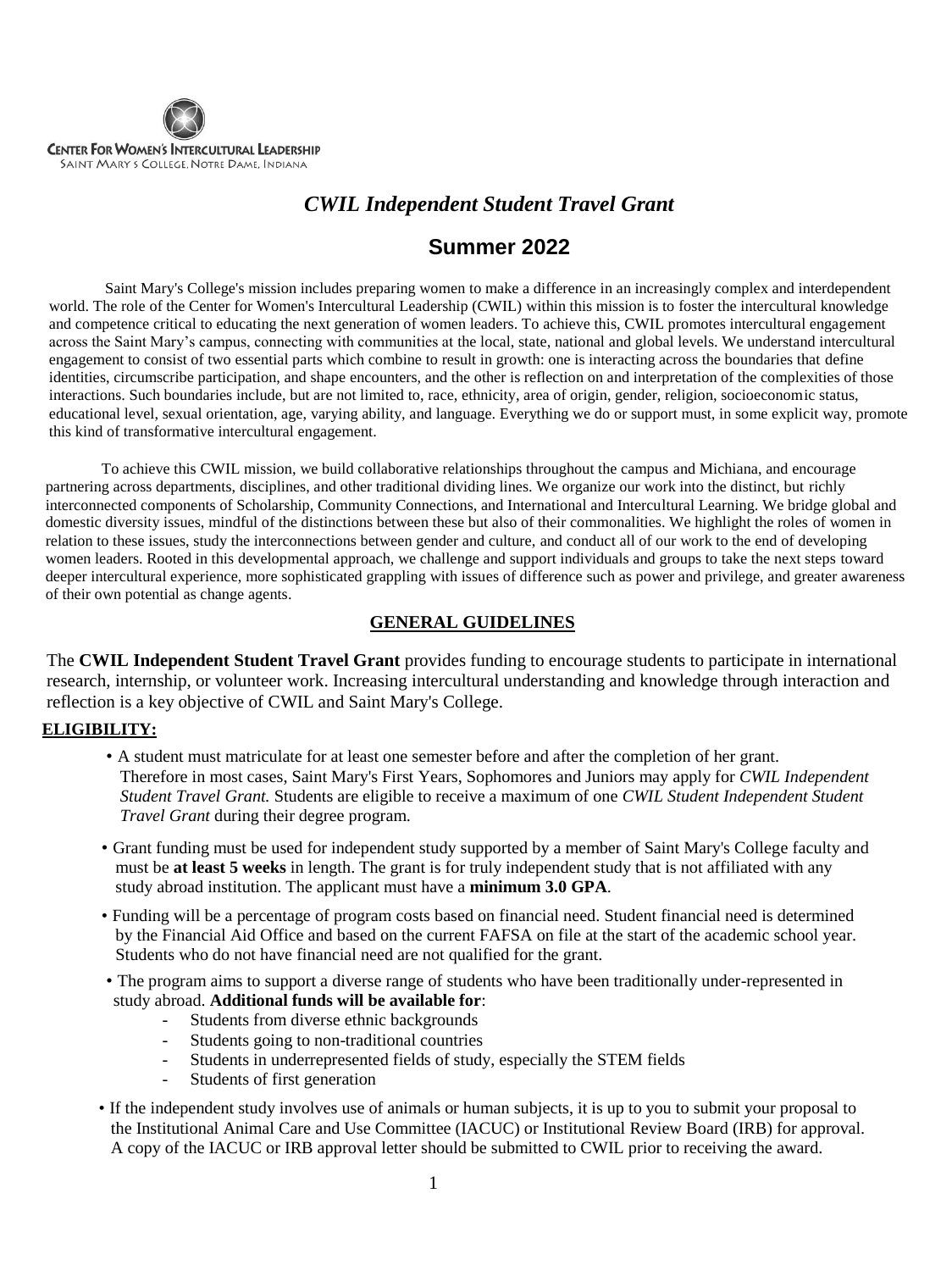CENTER FOR WOMEN'S INTERCULTURAL LEADERSHIP
SAINT MARY'S COLLEGE, NOTRE DAME, INDIANA

# *CWIL Independent Student Travel Grant*

## Summer 2022

Saint Mary's College's mission includes preparing women to make a difference in an increasingly complex and interdependent world. The role of the Center for Women's Intercultural Leadership (CWIL) within this mission is to foster the intercultural knowledge and competence critical to educating the next generation of women leaders. To achieve this, CWIL promotes intercultural engagement across the Saint Mary's campus, connecting with communities at the local, state, national and global levels. We understand intercultural engagement to consist of two essential parts which combine to result in growth: one is interacting across the boundaries that define identities, circumscribe participation, and shape encounters, and the other is reflection on and interpretation of the complexities of those interactions. Such boundaries include, but are not limited to, race, ethnicity, area of origin, gender, religion, socioeconomic status, educational level, sexual orientation, age, varying ability, and language. Everything we do or support must, in some explicit way, promote this kind of transformative intercultural engagement.

To achieve this CWIL mission, we build collaborative relationships throughout the campus and Michiana, and encourage partnering across departments, disciplines, and other traditional dividing lines. We organize our work into the distinct, but richly interconnected components of Scholarship, Community Connections, and International and Intercultural Learning. We bridge global and domestic diversity issues, mindful of the distinctions between these but also of their commonalities. We highlight the roles of women in relation to these issues, study the interconnections between gender and culture, and conduct all of our work to the end of developing women leaders. Rooted in this developmental approach, we challenge and support individuals and groups to take the next steps toward deeper intercultural experience, more sophisticated grappling with issues of difference such as power and privilege, and greater awareness of their own potential as change agents.

### GENERAL GUIDELINES

The **CWIL Independent Student Travel Grant** provides funding to encourage students to participate in international research, internship, or volunteer work. Increasing intercultural understanding and knowledge through interaction and reflection is a key objective of CWIL and Saint Mary's College.

**ELIGIBILITY:**

- A student must matriculate for at least one semester before and after the completion of her grant. Therefore in most cases, Saint Mary's First Years, Sophomores and Juniors may apply for *CWIL Independent Student Travel Grant.* Students are eligible to receive a maximum of one *CWIL Student Independent Student Travel Grant* during their degree program.
- Grant funding must be used for independent study supported by a member of Saint Mary's College faculty and must be **at least 5 weeks** in length. The grant is for truly independent study that is not affiliated with any study abroad institution. The applicant must have a **minimum 3.0 GPA**.
- Funding will be a percentage of program costs based on financial need. Student financial need is determined by the Financial Aid Office and based on the current FAFSA on file at the start of the academic school year. Students who do not have financial need are not qualified for the grant.
- The program aims to support a diverse range of students who have been traditionally under-represented in study abroad. **Additional funds will be available for**:
  - Students from diverse ethnic backgrounds
  - Students going to non-traditional countries
  - Students in underrepresented fields of study, especially the STEM fields
  - Students of first generation
- If the independent study involves use of animals or human subjects, it is up to you to submit your proposal to the Institutional Animal Care and Use Committee (IACUC) or Institutional Review Board (IRB) for approval. A copy of the IACUC or IRB approval letter should be submitted to CWIL prior to receiving the award.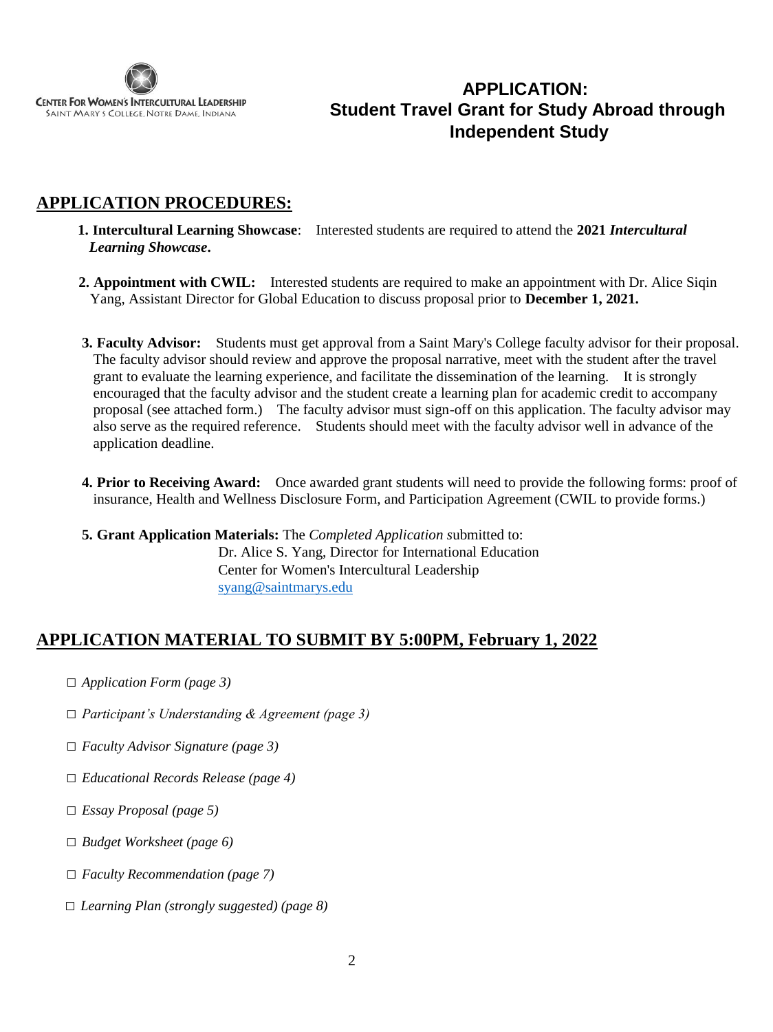CENTER FOR WOMEN'S INTERCULTURAL LEADERSHIP
SAINT MARY'S COLLEGE, NOTRE DAME, INDIANA

# APPLICATION: Student Travel Grant for Study Abroad through Independent Study

## APPLICATION PROCEDURES:

1. **Intercultural Learning Showcase**: Interested students are required to attend the **2021 *Intercultural Learning Showcase*.**

2. **Appointment with CWIL:** Interested students are required to make an appointment with Dr. Alice Siqin Yang, Assistant Director for Global Education to discuss proposal prior to **December 1, 2021.**

3. **Faculty Advisor:** Students must get approval from a Saint Mary's College faculty advisor for their proposal. The faculty advisor should review and approve the proposal narrative, meet with the student after the travel grant to evaluate the learning experience, and facilitate the dissemination of the learning. It is strongly encouraged that the faculty advisor and the student create a learning plan for academic credit to accompany proposal (see attached form.) The faculty advisor must sign-off on this application. The faculty advisor may also serve as the required reference. Students should meet with the faculty advisor well in advance of the application deadline.

4. **Prior to Receiving Award:** Once awarded grant students will need to provide the following forms: proof of insurance, Health and Wellness Disclosure Form, and Participation Agreement (CWIL to provide forms.)

5. **Grant Application Materials:** The *Completed Application* submitted to:
   Dr. Alice S. Yang, Director for International Education
   Center for Women's Intercultural Leadership
   syang@saintmarys.edu

## APPLICATION MATERIAL TO SUBMIT BY 5:00PM, February 1, 2022

- □ *Application Form (page 3)*
- □ *Participant's Understanding & Agreement (page 3)*
- □ *Faculty Advisor Signature (page 3)*
- □ *Educational Records Release (page 4)*
- □ *Essay Proposal (page 5)*
- □ *Budget Worksheet (page 6)*
- □ *Faculty Recommendation (page 7)*
- □ *Learning Plan (strongly suggested) (page 8)*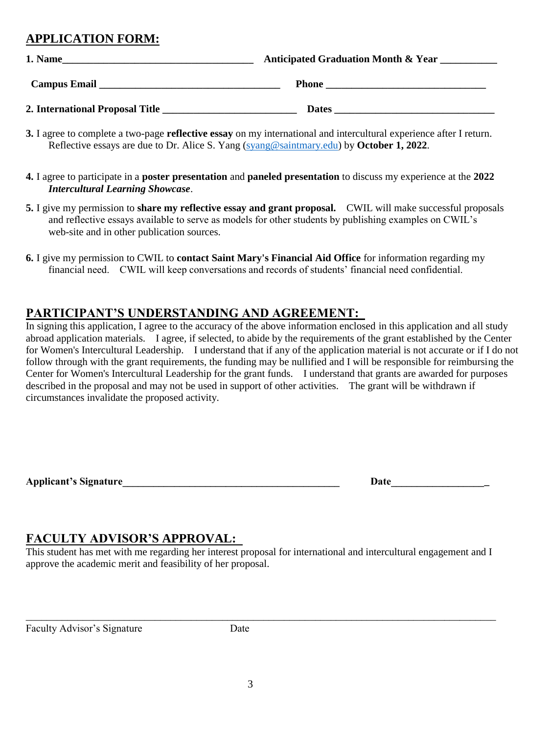## APPLICATION FORM:

**1. Name**_____________________________________ **Anticipated Graduation Month & Year** ___________

**Campus Email** __________________________________ **Phone** ______________________________

**2. International Proposal Title** _________________________ **Dates** ______________________________

**3.** I agree to complete a two-page **reflective essay** on my international and intercultural experience after I return. Reflective essays are due to Dr. Alice S. Yang (syang@saintmary.edu) by **October 1, 2022**.

**4.** I agree to participate in a **poster presentation** and **paneled presentation** to discuss my experience at the **2022** ***Intercultural Learning Showcase***.

**5.** I give my permission to **share my reflective essay and grant proposal.** CWIL will make successful proposals and reflective essays available to serve as models for other students by publishing examples on CWIL's web-site and in other publication sources.

**6.** I give my permission to CWIL to **contact Saint Mary's Financial Aid Office** for information regarding my financial need. CWIL will keep conversations and records of students' financial need confidential.

## PARTICIPANT'S UNDERSTANDING AND AGREEMENT:

In signing this application, I agree to the accuracy of the above information enclosed in this application and all study abroad application materials. I agree, if selected, to abide by the requirements of the grant established by the Center for Women's Intercultural Leadership. I understand that if any of the application material is not accurate or if I do not follow through with the grant requirements, the funding may be nullified and I will be responsible for reimbursing the Center for Women's Intercultural Leadership for the grant funds. I understand that grants are awarded for purposes described in the proposal and may not be used in support of other activities. The grant will be withdrawn if circumstances invalidate the proposed activity.

**Applicant's Signature**__________________________________________ **Date**_________________

## FACULTY ADVISOR'S APPROVAL:

This student has met with me regarding her interest proposal for international and intercultural engagement and I approve the academic merit and feasibility of her proposal.

_____________________________________________________________________________________

Faculty Advisor's Signature Date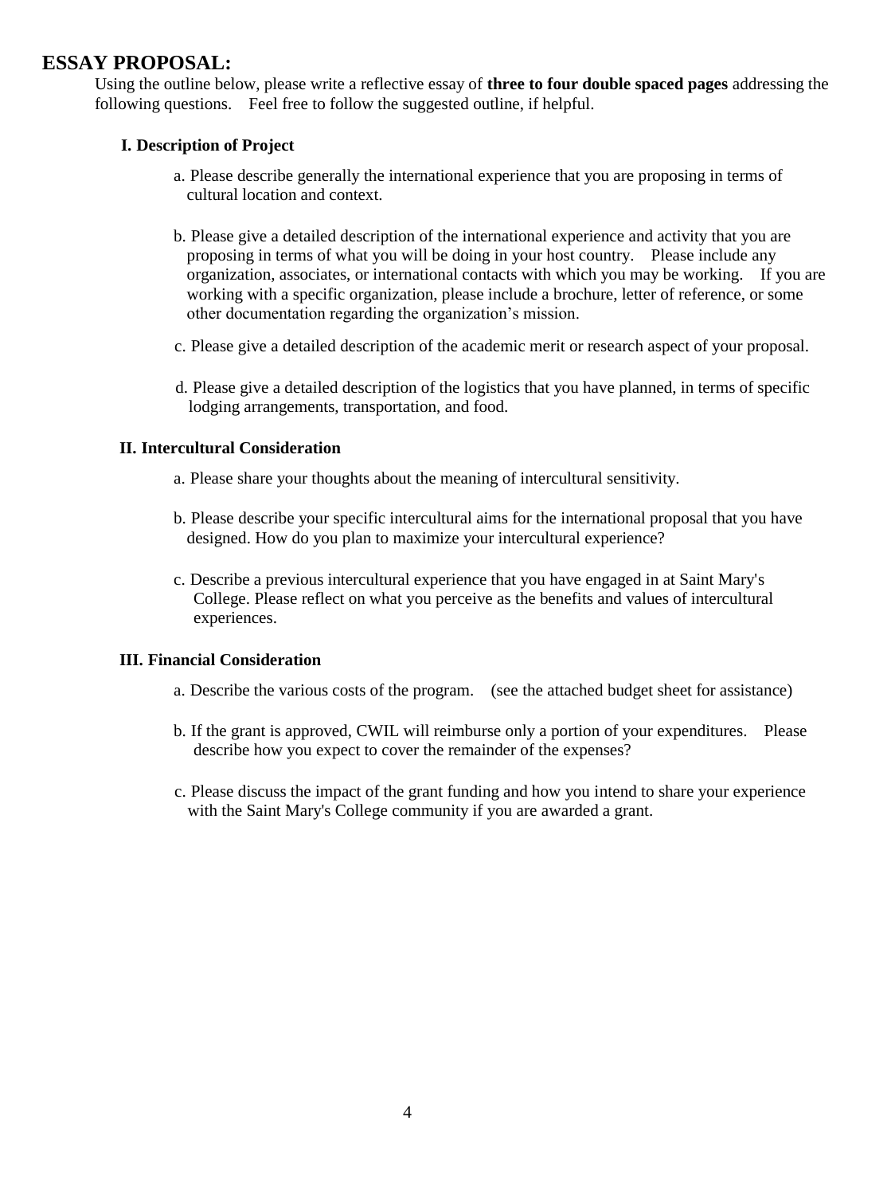## ESSAY PROPOSAL:

Using the outline below, please write a reflective essay of **three to four double spaced pages** addressing the following questions. Feel free to follow the suggested outline, if helpful.

**I. Description of Project**

a. Please describe generally the international experience that you are proposing in terms of cultural location and context.

b. Please give a detailed description of the international experience and activity that you are proposing in terms of what you will be doing in your host country. Please include any organization, associates, or international contacts with which you may be working. If you are working with a specific organization, please include a brochure, letter of reference, or some other documentation regarding the organization's mission.

c. Please give a detailed description of the academic merit or research aspect of your proposal.

d. Please give a detailed description of the logistics that you have planned, in terms of specific lodging arrangements, transportation, and food.

**II. Intercultural Consideration**

a. Please share your thoughts about the meaning of intercultural sensitivity.

b. Please describe your specific intercultural aims for the international proposal that you have designed. How do you plan to maximize your intercultural experience?

c. Describe a previous intercultural experience that you have engaged in at Saint Mary's College. Please reflect on what you perceive as the benefits and values of intercultural experiences.

**III. Financial Consideration**

a. Describe the various costs of the program. (see the attached budget sheet for assistance)

b. If the grant is approved, CWIL will reimburse only a portion of your expenditures. Please describe how you expect to cover the remainder of the expenses?

c. Please discuss the impact of the grant funding and how you intend to share your experience with the Saint Mary's College community if you are awarded a grant.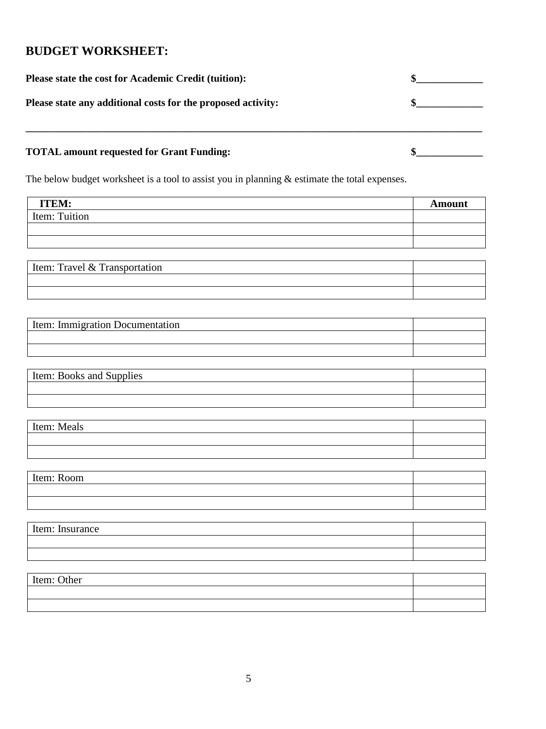## BUDGET WORKSHEET:

**Please state the cost for Academic Credit (tuition):** **$_____________**

**Please state any additional costs for the proposed activity:** **$_____________**

---

**TOTAL amount requested for Grant Funding:** **$_____________**

The below budget worksheet is a tool to assist you in planning & estimate the total expenses.

| ITEM: | Amount |
| --- | --- |
| Item: Tuition | |
| | |
| | |

| | |
| --- | --- |
| Item: Travel & Transportation | |
| | |
| | |

| | |
| --- | --- |
| Item: Immigration Documentation | |
| | |
| | |

| | |
| --- | --- |
| Item: Books and Supplies | |
| | |
| | |

| | |
| --- | --- |
| Item: Meals | |
| | |
| | |

| | |
| --- | --- |
| Item: Room | |
| | |
| | |

| | |
| --- | --- |
| Item: Insurance | |
| | |
| | |

| | |
| --- | --- |
| Item: Other | |
| | |
| | |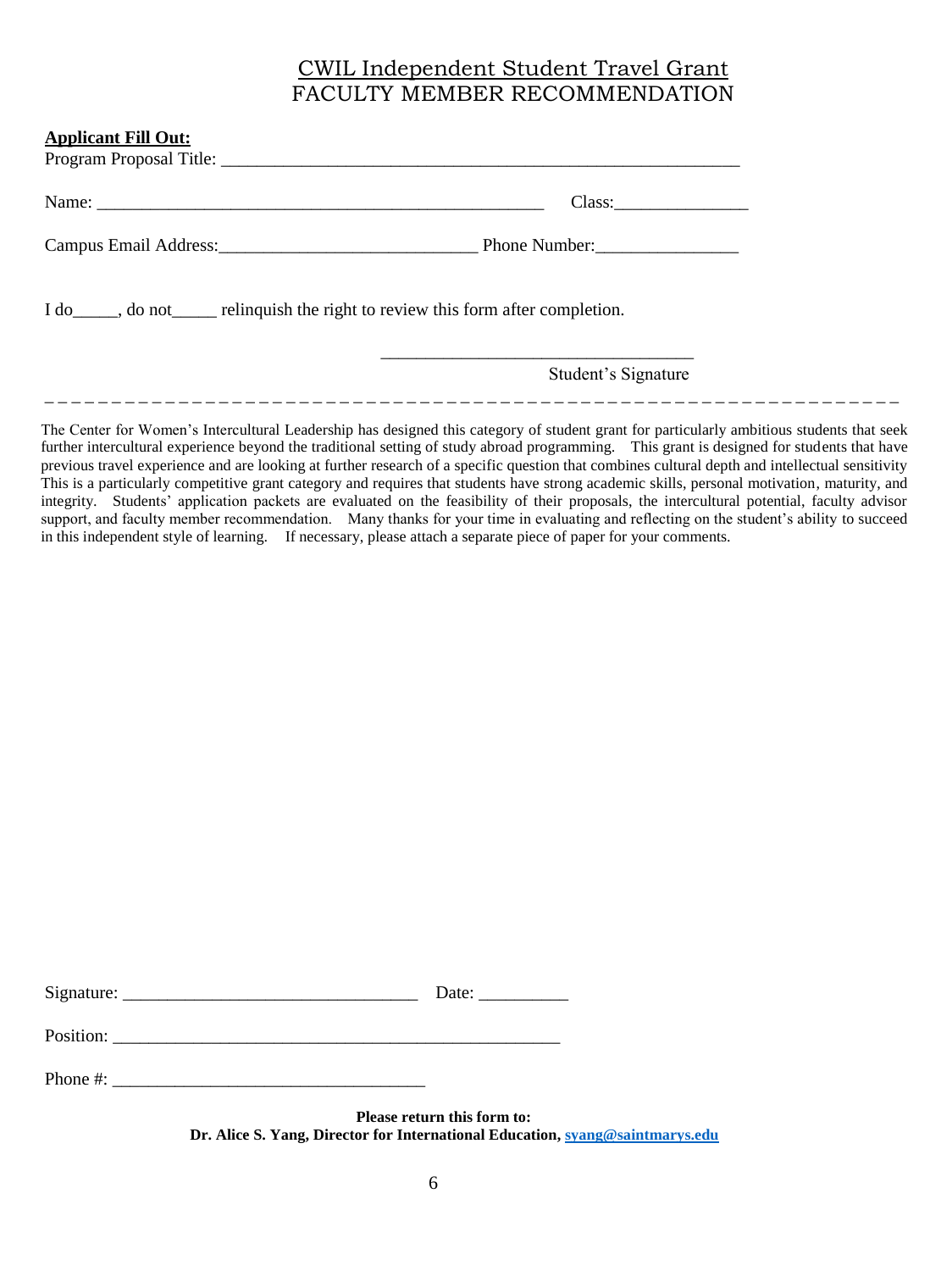# CWIL Independent Student Travel Grant
# FACULTY MEMBER RECOMMENDATION

**Applicant Fill Out:**

Program Proposal Title: ____________________________________________________________

Name: ____________________________________________________ Class:_______________

Campus Email Address:_____________________________ Phone Number:________________

I do_____, do not_____ relinquish the right to review this form after completion.

__________________________________
Student's Signature

- - - - - - - - - - - - - - - - - - - - - - - - - - - - - - - - - - - - - - - - - - - - - - - - - - - - - - - - - - - - - - - -

The Center for Women's Intercultural Leadership has designed this category of student grant for particularly ambitious students that seek further intercultural experience beyond the traditional setting of study abroad programming. This grant is designed for students that have previous travel experience and are looking at further research of a specific question that combines cultural depth and intellectual sensitivity This is a particularly competitive grant category and requires that students have strong academic skills, personal motivation, maturity, and integrity. Students' application packets are evaluated on the feasibility of their proposals, the intercultural potential, faculty advisor support, and faculty member recommendation. Many thanks for your time in evaluating and reflecting on the student's ability to succeed in this independent style of learning. If necessary, please attach a separate piece of paper for your comments.

Signature: _________________________________ Date: __________

Position: ____________________________________________________

Phone #: ___________________________________

**Please return this form to:**
**Dr. Alice S. Yang, Director for International Education, syang@saintmarys.edu**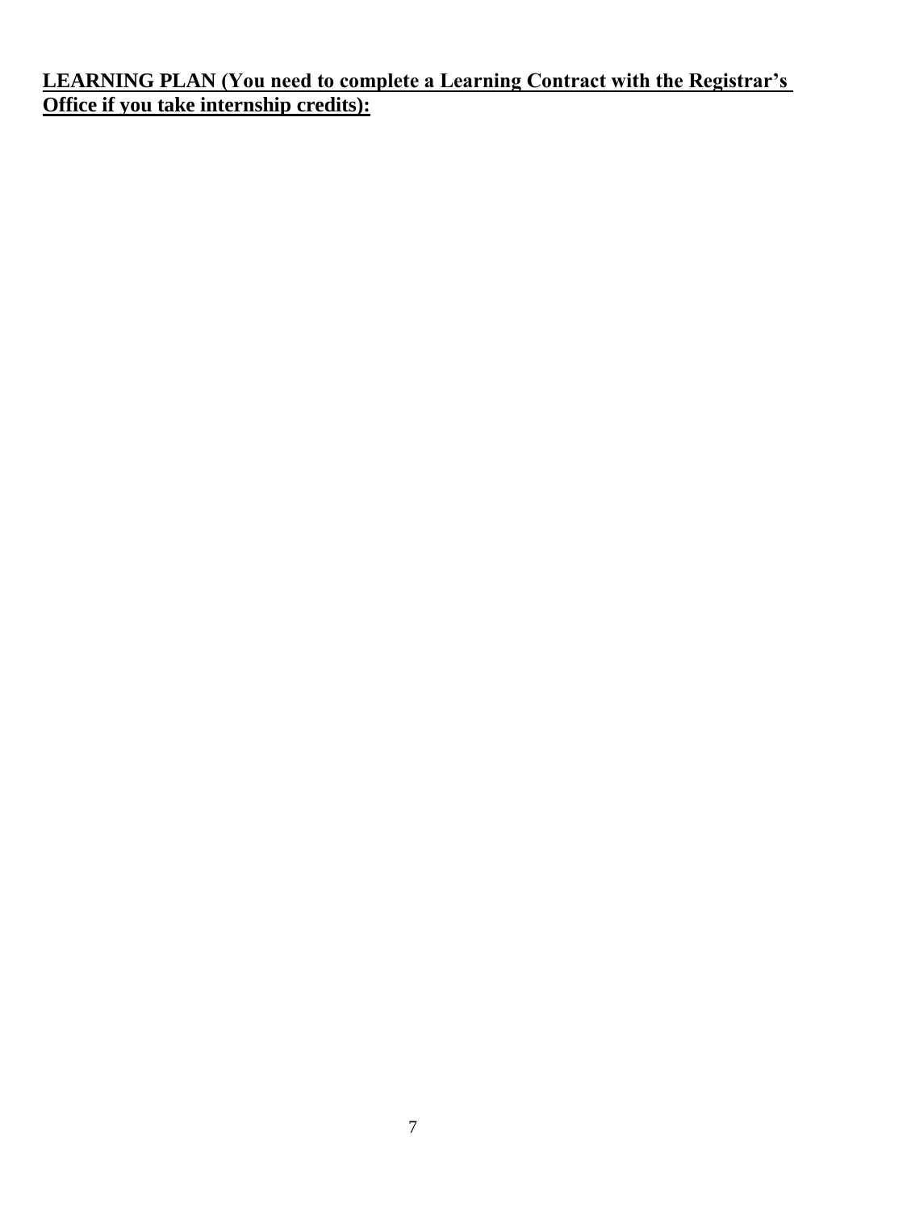**LEARNING PLAN (You need to complete a Learning Contract with the Registrar's Office if you take internship credits):**